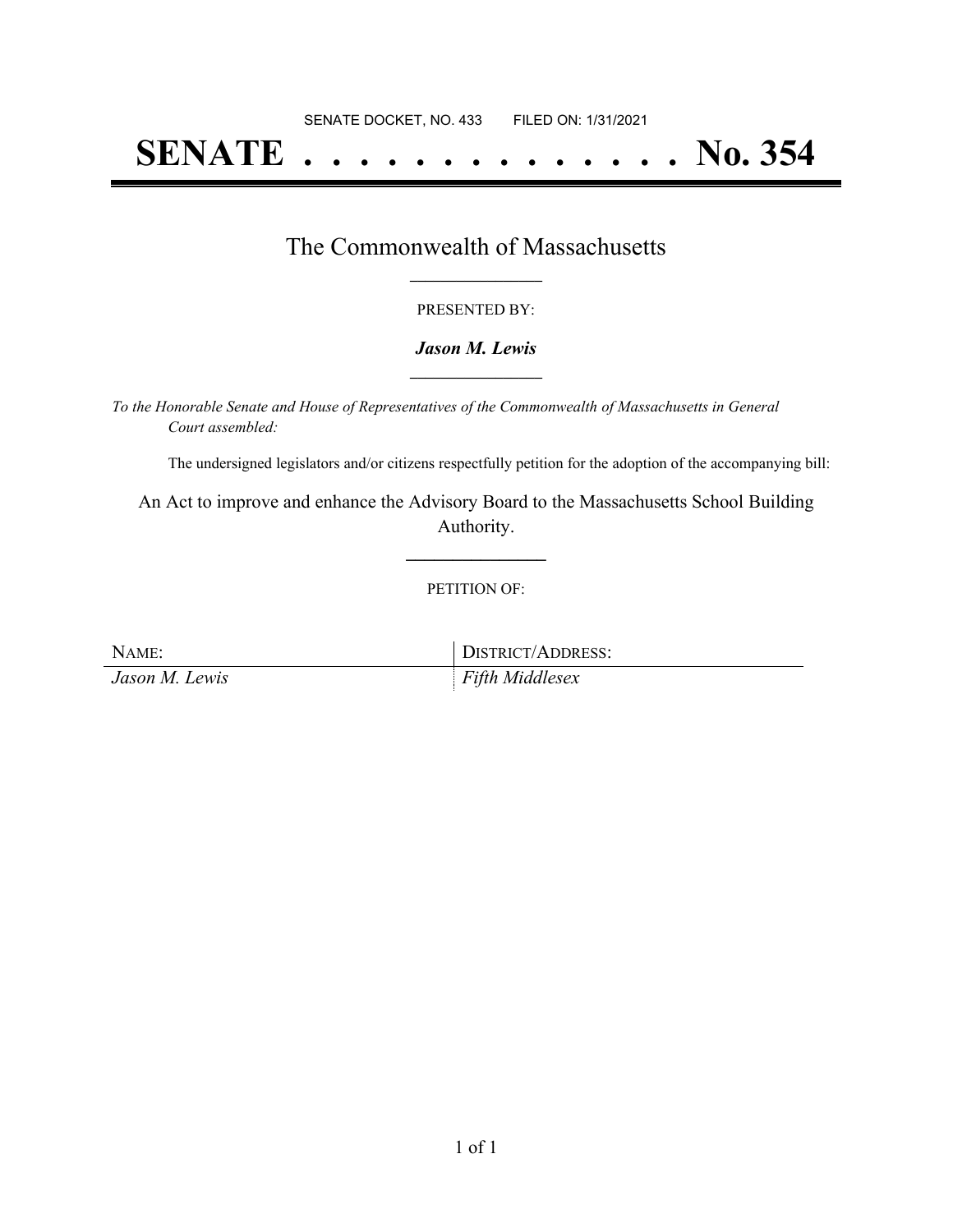SENATE DOCKET, NO. 433 FILED ON: 1/31/2021

# SENATE . . . . . . . . . . . . . . No. 354

## The Commonwealth of Massachusetts

PRESENTED BY:

***Jason M. Lewis***

*To the Honorable Senate and House of Representatives of the Commonwealth of Massachusetts in General Court assembled:*

The undersigned legislators and/or citizens respectfully petition for the adoption of the accompanying bill:

An Act to improve and enhance the Advisory Board to the Massachusetts School Building Authority.

PETITION OF:

| NAME: | DISTRICT/ADDRESS: |
| --- | --- |
| *Jason M. Lewis* | *Fifth Middlesex* |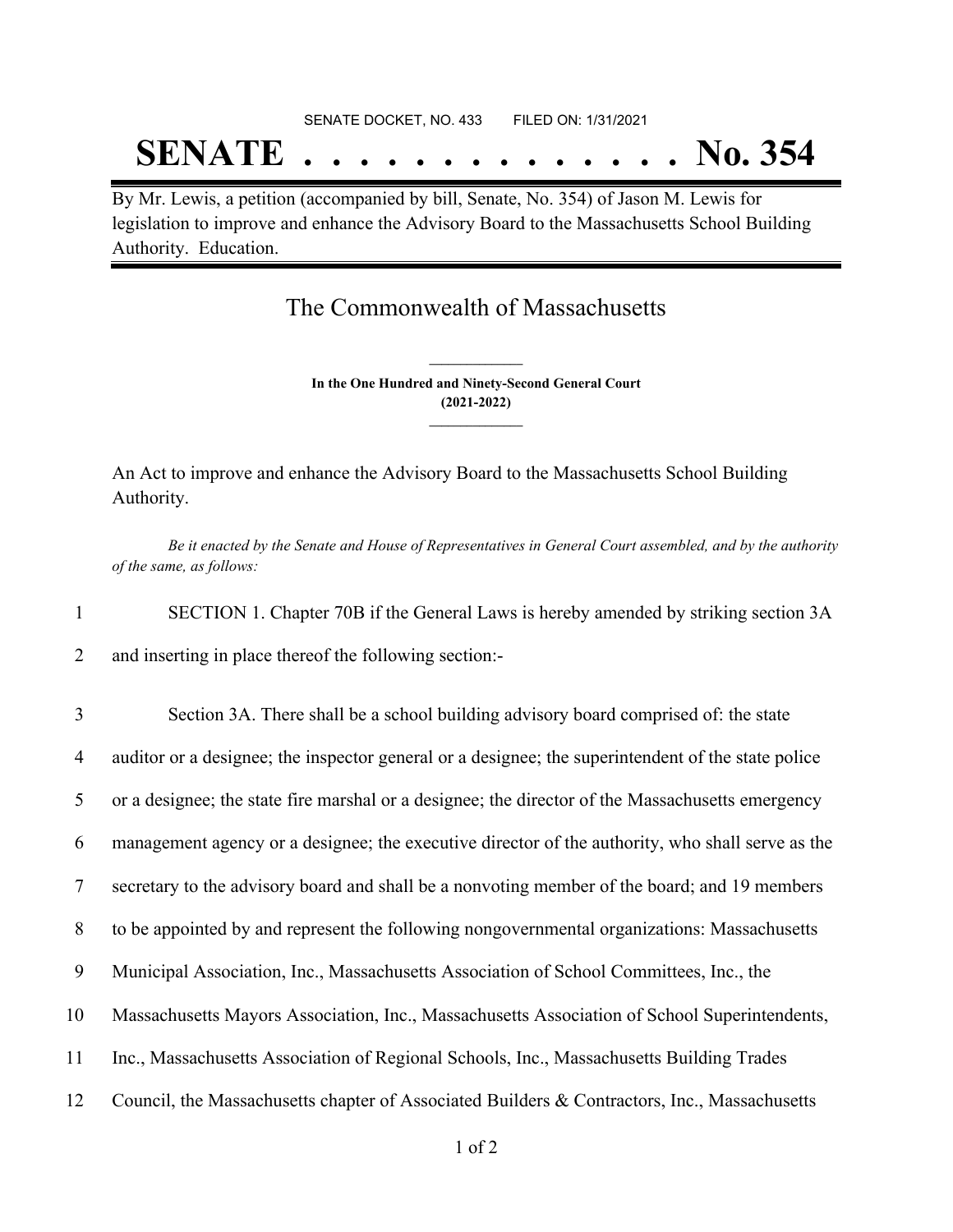SENATE DOCKET, NO. 433 FILED ON: 1/31/2021

# SENATE . . . . . . . . . . . . . . No. 354

By Mr. Lewis, a petition (accompanied by bill, Senate, No. 354) of Jason M. Lewis for legislation to improve and enhance the Advisory Board to the Massachusetts School Building Authority. Education.

## The Commonwealth of Massachusetts

**In the One Hundred and Ninety-Second General Court (2021-2022)**

An Act to improve and enhance the Advisory Board to the Massachusetts School Building Authority.

*Be it enacted by the Senate and House of Representatives in General Court assembled, and by the authority of the same, as follows:*

1 SECTION 1. Chapter 70B if the General Laws is hereby amended by striking section 3A
2 and inserting in place thereof the following section:-

3 Section 3A. There shall be a school building advisory board comprised of: the state
4 auditor or a designee; the inspector general or a designee; the superintendent of the state police
5 or a designee; the state fire marshal or a designee; the director of the Massachusetts emergency
6 management agency or a designee; the executive director of the authority, who shall serve as the
7 secretary to the advisory board and shall be a nonvoting member of the board; and 19 members
8 to be appointed by and represent the following nongovernmental organizations: Massachusetts
9 Municipal Association, Inc., Massachusetts Association of School Committees, Inc., the
10 Massachusetts Mayors Association, Inc., Massachusetts Association of School Superintendents,
11 Inc., Massachusetts Association of Regional Schools, Inc., Massachusetts Building Trades
12 Council, the Massachusetts chapter of Associated Builders & Contractors, Inc., Massachusetts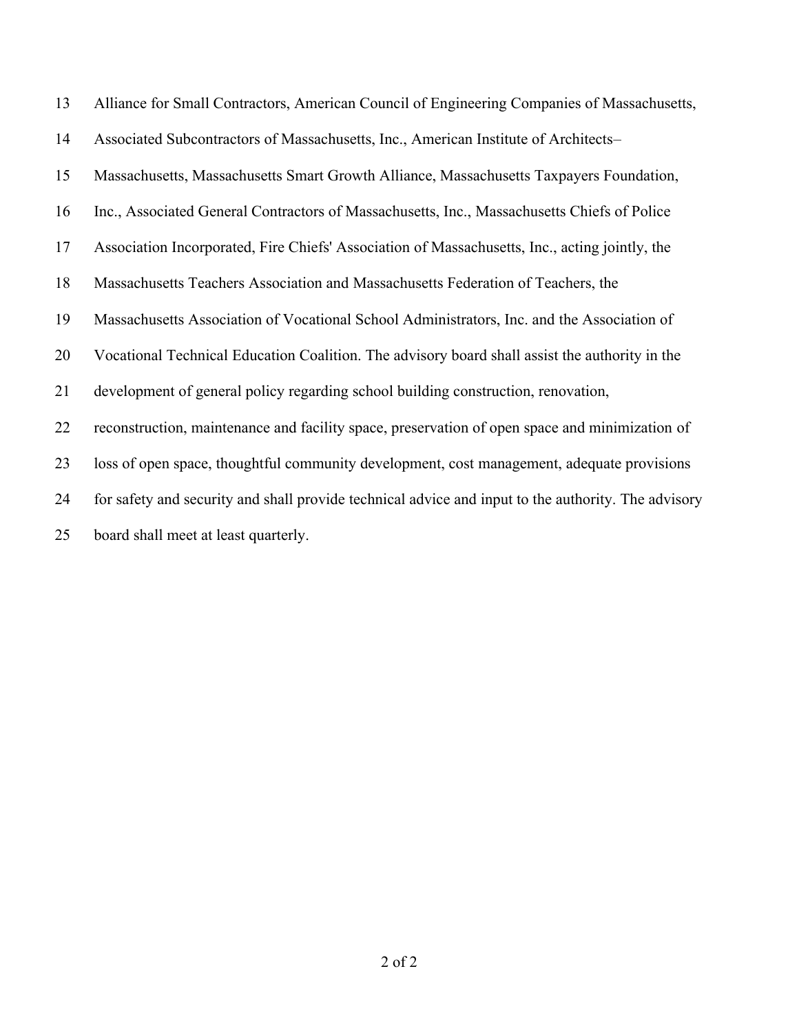Alliance for Small Contractors, American Council of Engineering Companies of Massachusetts, Associated Subcontractors of Massachusetts, Inc., American Institute of Architects–Massachusetts, Massachusetts Smart Growth Alliance, Massachusetts Taxpayers Foundation, Inc., Associated General Contractors of Massachusetts, Inc., Massachusetts Chiefs of Police Association Incorporated, Fire Chiefs' Association of Massachusetts, Inc., acting jointly, the Massachusetts Teachers Association and Massachusetts Federation of Teachers, the Massachusetts Association of Vocational School Administrators, Inc. and the Association of Vocational Technical Education Coalition. The advisory board shall assist the authority in the development of general policy regarding school building construction, renovation, reconstruction, maintenance and facility space, preservation of open space and minimization of loss of open space, thoughtful community development, cost management, adequate provisions for safety and security and shall provide technical advice and input to the authority. The advisory board shall meet at least quarterly.